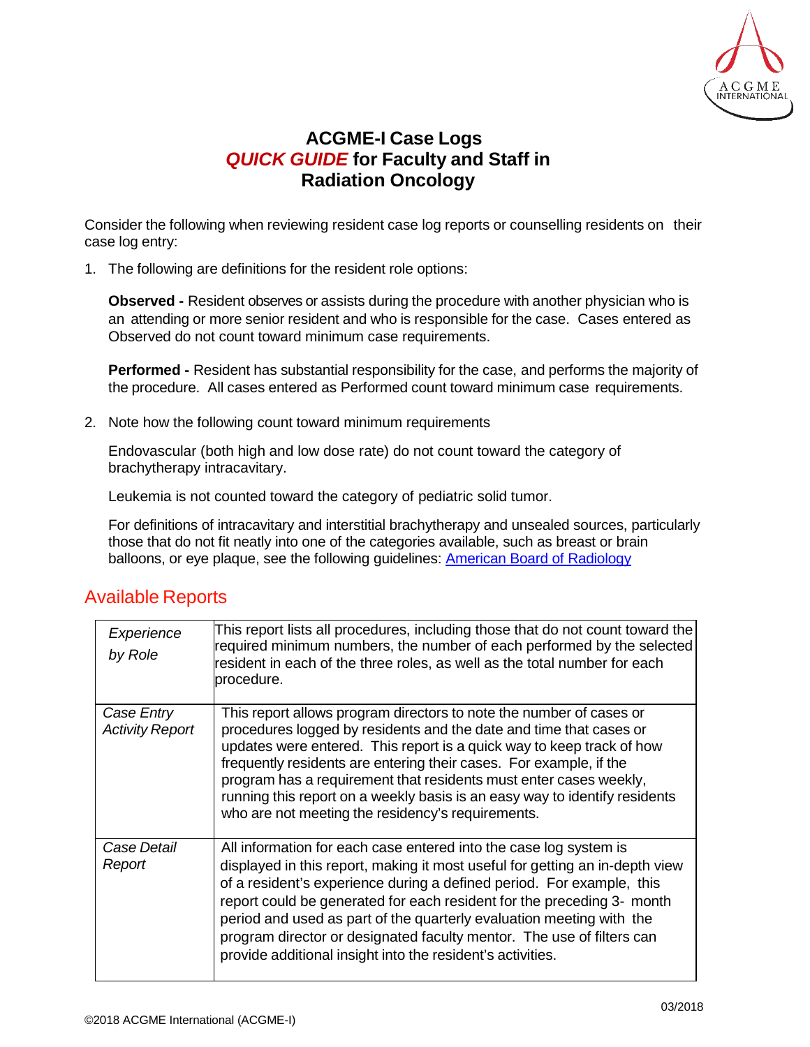# ACGME-I Case Logs
## *QUICK GUIDE* for Faculty and Staff in Radiation Oncology

Consider the following when reviewing resident case log reports or counselling residents on their case log entry:

1. The following are definitions for the resident role options:

   **Observed -** Resident observes or assists during the procedure with another physician who is an attending or more senior resident and who is responsible for the case. Cases entered as Observed do not count toward minimum case requirements.

   **Performed -** Resident has substantial responsibility for the case, and performs the majority of the procedure. All cases entered as Performed count toward minimum case requirements.

2. Note how the following count toward minimum requirements

   Endovascular (both high and low dose rate) do not count toward the category of brachytherapy intracavitary.

   Leukemia is not counted toward the category of pediatric solid tumor.

   For definitions of intracavitary and interstitial brachytherapy and unsealed sources, particularly those that do not fit neatly into one of the categories available, such as breast or brain balloons, or eye plaque, see the following guidelines: [American Board of Radiology]

## Available Reports

| | |
|---|---|
| *Experience by Role* | This report lists all procedures, including those that do not count toward the required minimum numbers, the number of each performed by the selected resident in each of the three roles, as well as the total number for each procedure. |
| *Case Entry Activity Report* | This report allows program directors to note the number of cases or procedures logged by residents and the date and time that cases or updates were entered. This report is a quick way to keep track of how frequently residents are entering their cases. For example, if the program has a requirement that residents must enter cases weekly, running this report on a weekly basis is an easy way to identify residents who are not meeting the residency's requirements. |
| *Case Detail Report* | All information for each case entered into the case log system is displayed in this report, making it most useful for getting an in-depth view of a resident's experience during a defined period. For example, this report could be generated for each resident for the preceding 3- month period and used as part of the quarterly evaluation meeting with the program director or designated faculty mentor. The use of filters can provide additional insight into the resident's activities. |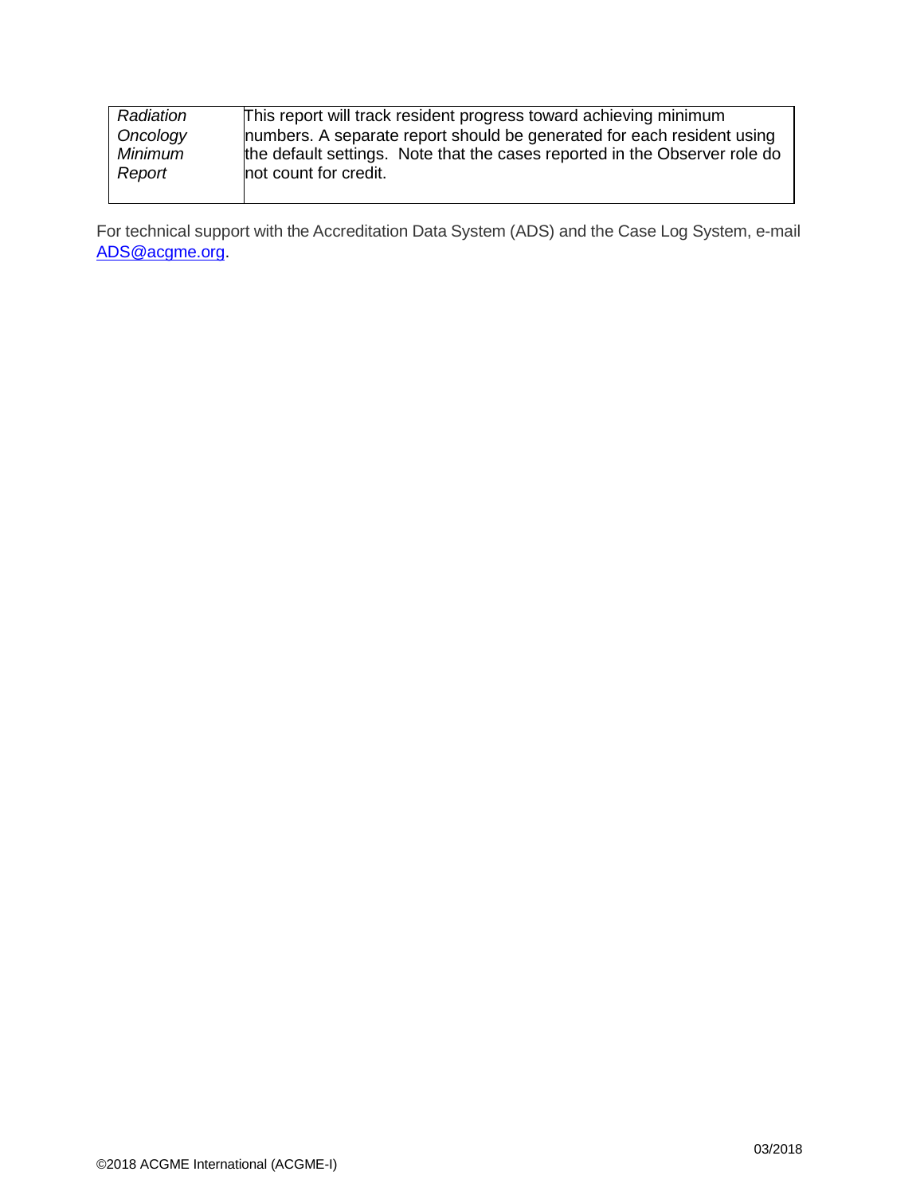| | |
|---|---|
| *Radiation Oncology Minimum Report* | This report will track resident progress toward achieving minimum numbers. A separate report should be generated for each resident using the default settings. Note that the cases reported in the Observer role do not count for credit. |

For technical support with the Accreditation Data System (ADS) and the Case Log System, e-mail [ADS@acgme.org](mailto:ADS@acgme.org).

03/2018

©2018 ACGME International (ACGME-I)